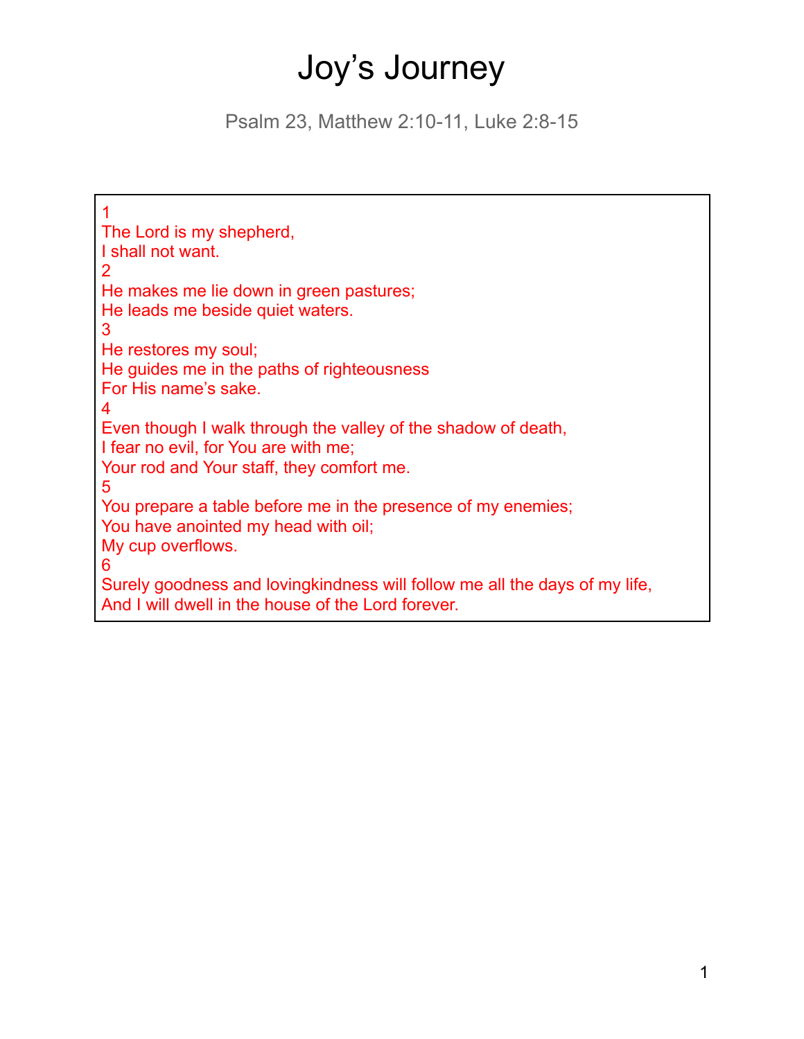# Joy's Journey

Psalm 23, Matthew 2:10-11, Luke 2:8-15

1
The Lord is my shepherd,
I shall not want.
2
He makes me lie down in green pastures;
He leads me beside quiet waters.
3
He restores my soul;
He guides me in the paths of righteousness
For His name's sake.
4
Even though I walk through the valley of the shadow of death,
I fear no evil, for You are with me;
Your rod and Your staff, they comfort me.
5
You prepare a table before me in the presence of my enemies;
You have anointed my head with oil;
My cup overflows.
6
Surely goodness and lovingkindness will follow me all the days of my life,
And I will dwell in the house of the Lord forever.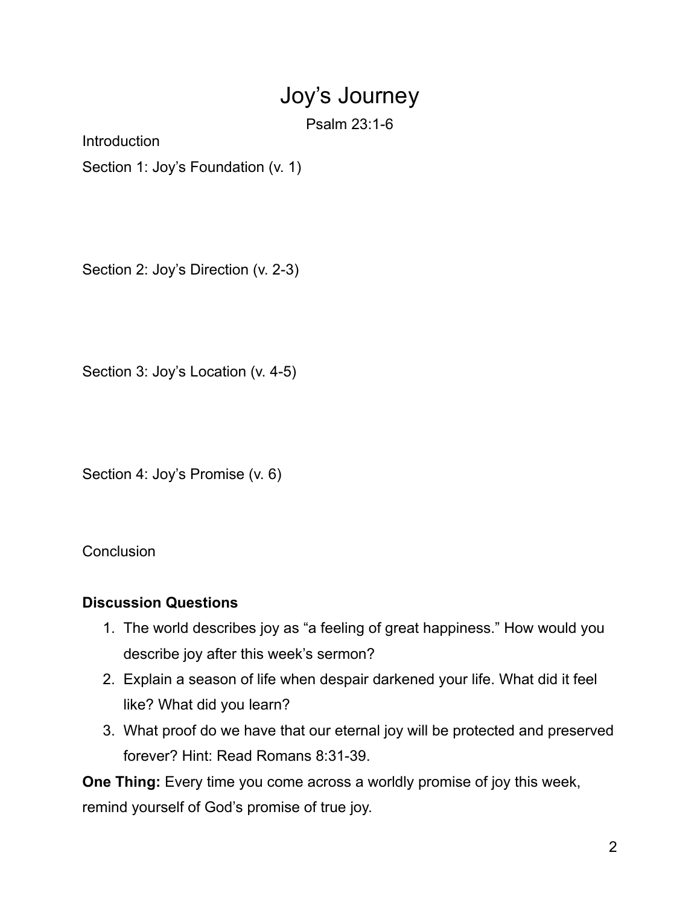# Joy's Journey

Psalm 23:1-6

Introduction

Section 1: Joy's Foundation (v. 1)

Section 2: Joy's Direction (v. 2-3)

Section 3: Joy's Location (v. 4-5)

Section 4: Joy's Promise (v. 6)

Conclusion

**Discussion Questions**

1. The world describes joy as "a feeling of great happiness." How would you describe joy after this week's sermon?
2. Explain a season of life when despair darkened your life. What did it feel like? What did you learn?
3. What proof do we have that our eternal joy will be protected and preserved forever? Hint: Read Romans 8:31-39.

**One Thing:** Every time you come across a worldly promise of joy this week, remind yourself of God's promise of true joy.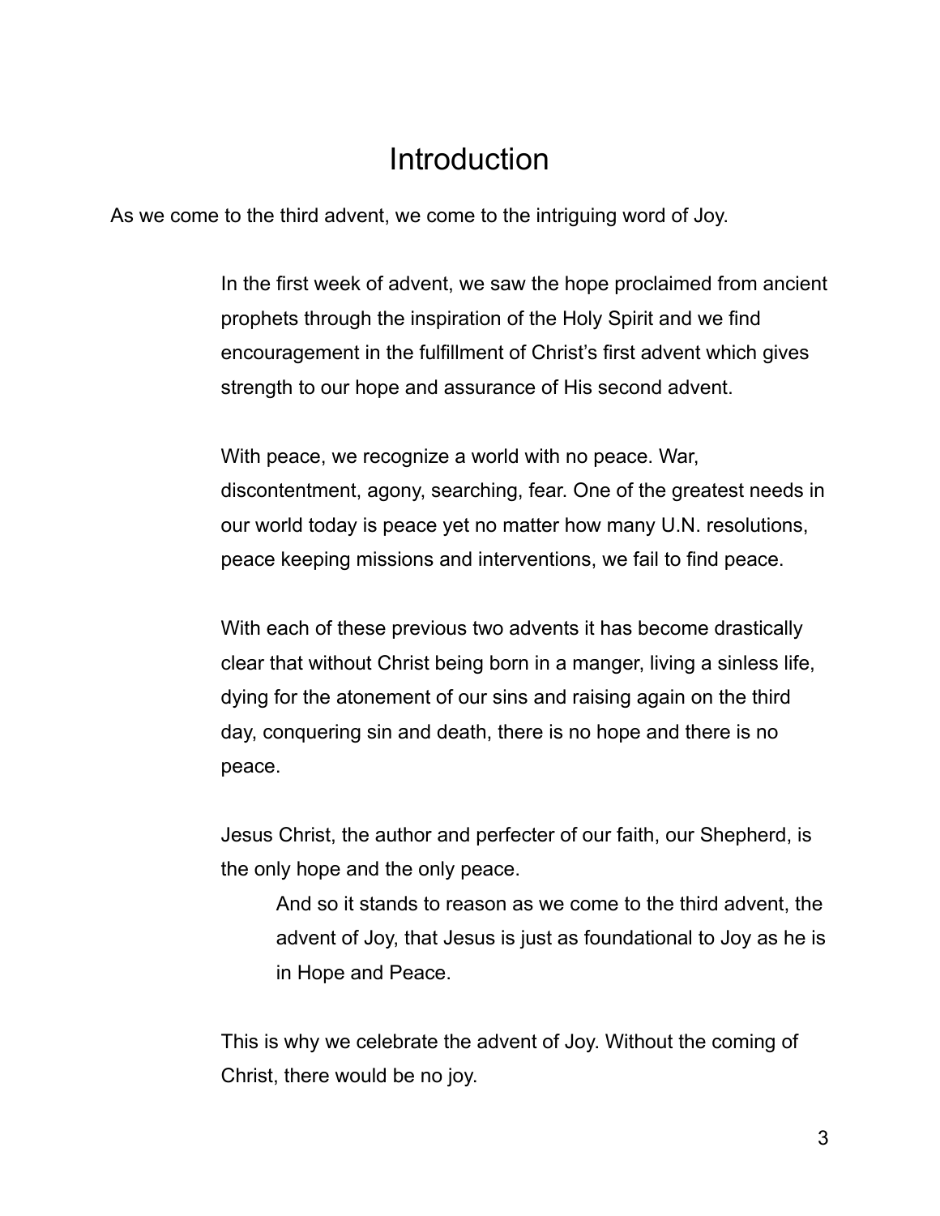# Introduction

As we come to the third advent, we come to the intriguing word of Joy.

In the first week of advent, we saw the hope proclaimed from ancient prophets through the inspiration of the Holy Spirit and we find encouragement in the fulfillment of Christ's first advent which gives strength to our hope and assurance of His second advent.

With peace, we recognize a world with no peace. War, discontentment, agony, searching, fear. One of the greatest needs in our world today is peace yet no matter how many U.N. resolutions, peace keeping missions and interventions, we fail to find peace.

With each of these previous two advents it has become drastically clear that without Christ being born in a manger, living a sinless life, dying for the atonement of our sins and raising again on the third day, conquering sin and death, there is no hope and there is no peace.

Jesus Christ, the author and perfecter of our faith, our Shepherd, is the only hope and the only peace.

And so it stands to reason as we come to the third advent, the advent of Joy, that Jesus is just as foundational to Joy as he is in Hope and Peace.

This is why we celebrate the advent of Joy. Without the coming of Christ, there would be no joy.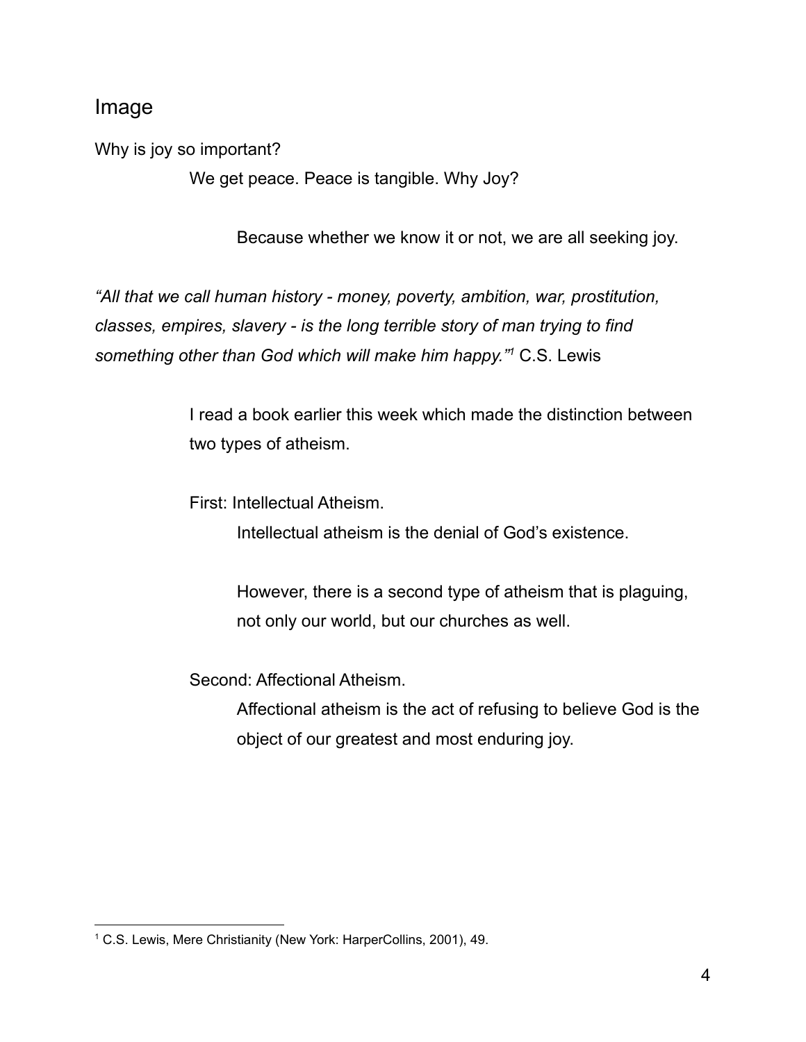## Image

Why is joy so important?

We get peace. Peace is tangible. Why Joy?

Because whether we know it or not, we are all seeking joy.

*"All that we call human history - money, poverty, ambition, war, prostitution, classes, empires, slavery - is the long terrible story of man trying to find something other than God which will make him happy."*[1] C.S. Lewis

I read a book earlier this week which made the distinction between two types of atheism.

First: Intellectual Atheism.

Intellectual atheism is the denial of God's existence.

However, there is a second type of atheism that is plaguing, not only our world, but our churches as well.

Second: Affectional Atheism.

Affectional atheism is the act of refusing to believe God is the object of our greatest and most enduring joy.

---

[1] C.S. Lewis, Mere Christianity (New York: HarperCollins, 2001), 49.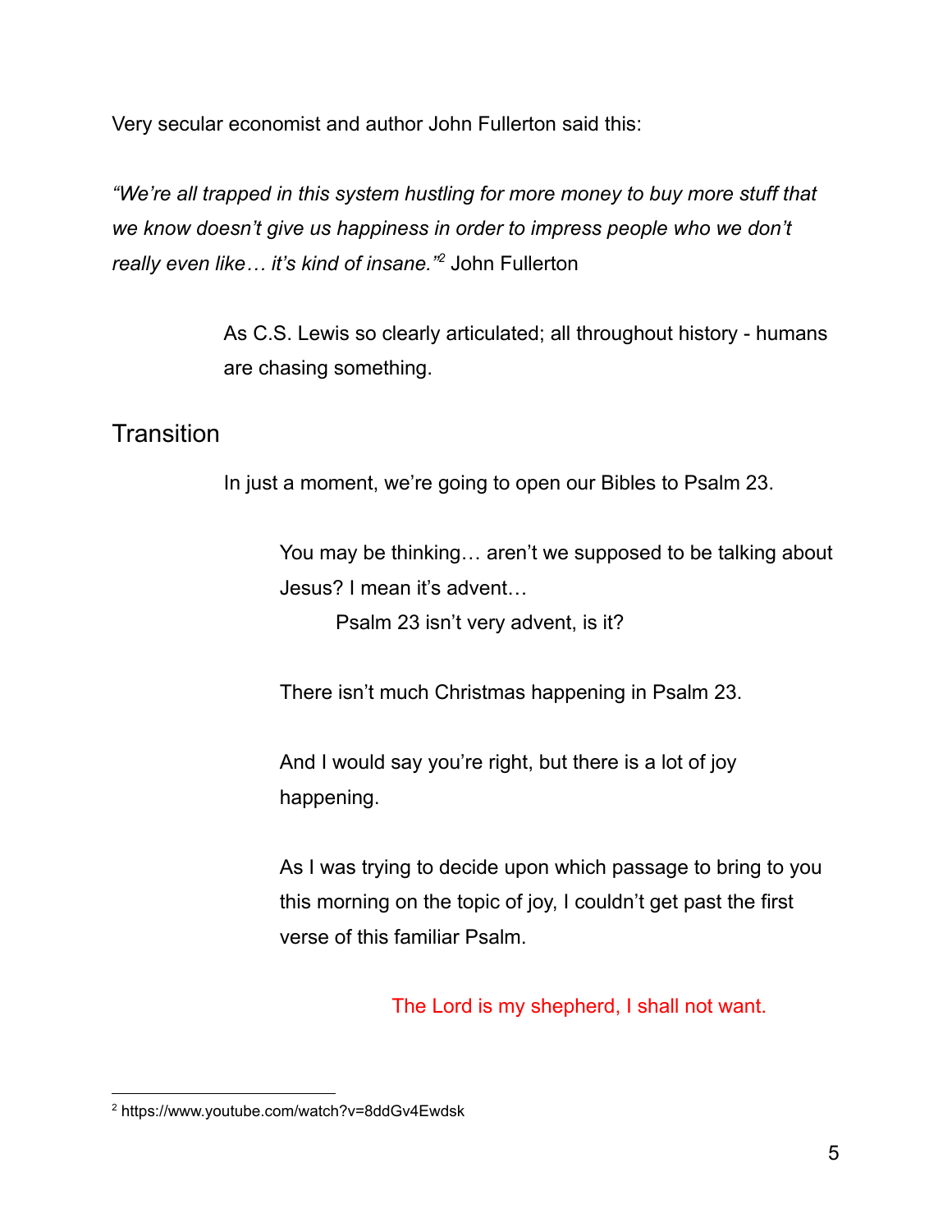Very secular economist and author John Fullerton said this:

*"We're all trapped in this system hustling for more money to buy more stuff that we know doesn't give us happiness in order to impress people who we don't really even like… it's kind of insane."*[2] John Fullerton

As C.S. Lewis so clearly articulated; all throughout history - humans are chasing something.

## Transition

In just a moment, we're going to open our Bibles to Psalm 23.

You may be thinking… aren't we supposed to be talking about Jesus? I mean it's advent…

Psalm 23 isn't very advent, is it?

There isn't much Christmas happening in Psalm 23.

And I would say you're right, but there is a lot of joy happening.

As I was trying to decide upon which passage to bring to you this morning on the topic of joy, I couldn't get past the first verse of this familiar Psalm.

The Lord is my shepherd, I shall not want.

---

[2] https://www.youtube.com/watch?v=8ddGv4Ewdsk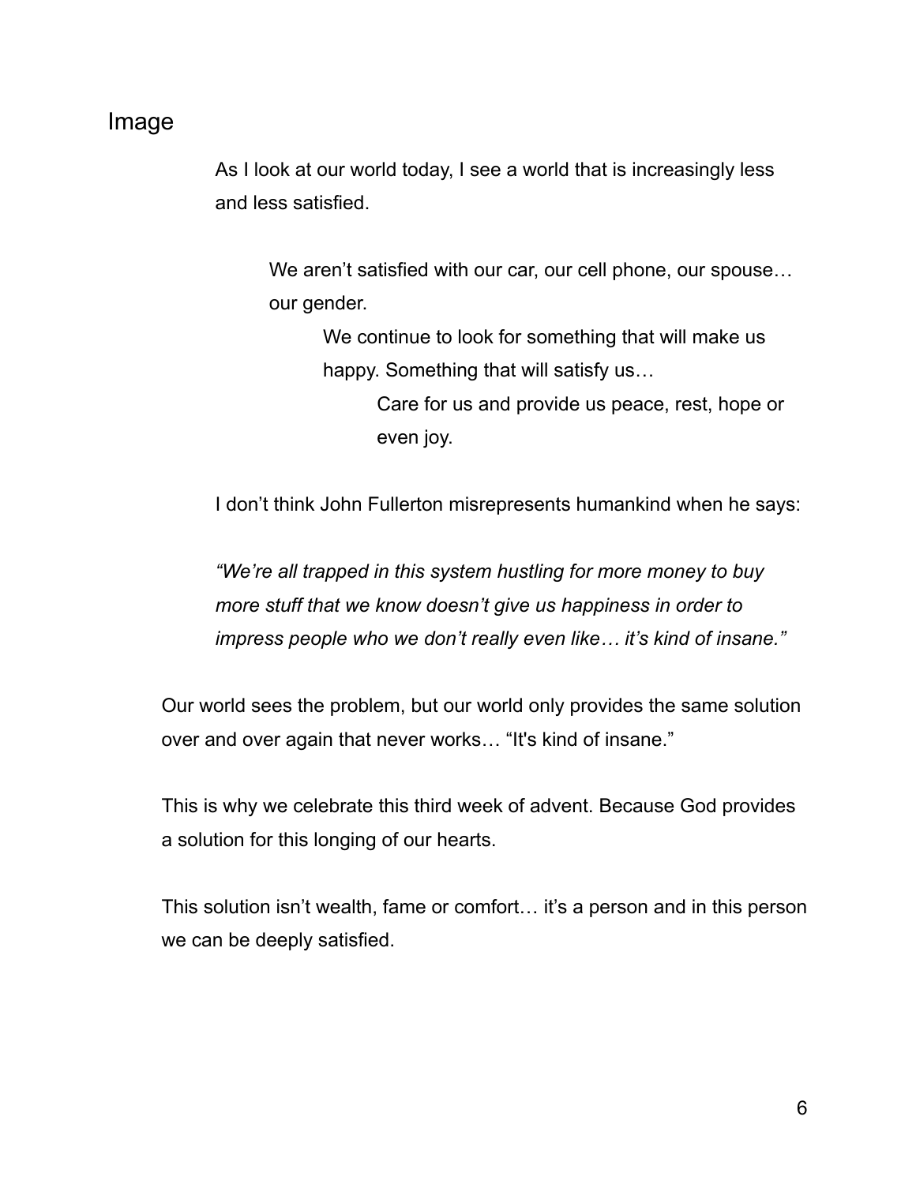## Image

As I look at our world today, I see a world that is increasingly less and less satisfied.

We aren't satisfied with our car, our cell phone, our spouse… our gender.

We continue to look for something that will make us happy. Something that will satisfy us…

Care for us and provide us peace, rest, hope or even joy.

I don't think John Fullerton misrepresents humankind when he says:

*"We're all trapped in this system hustling for more money to buy more stuff that we know doesn't give us happiness in order to impress people who we don't really even like… it's kind of insane."*

Our world sees the problem, but our world only provides the same solution over and over again that never works… "It's kind of insane."

This is why we celebrate this third week of advent. Because God provides a solution for this longing of our hearts.

This solution isn't wealth, fame or comfort… it's a person and in this person we can be deeply satisfied.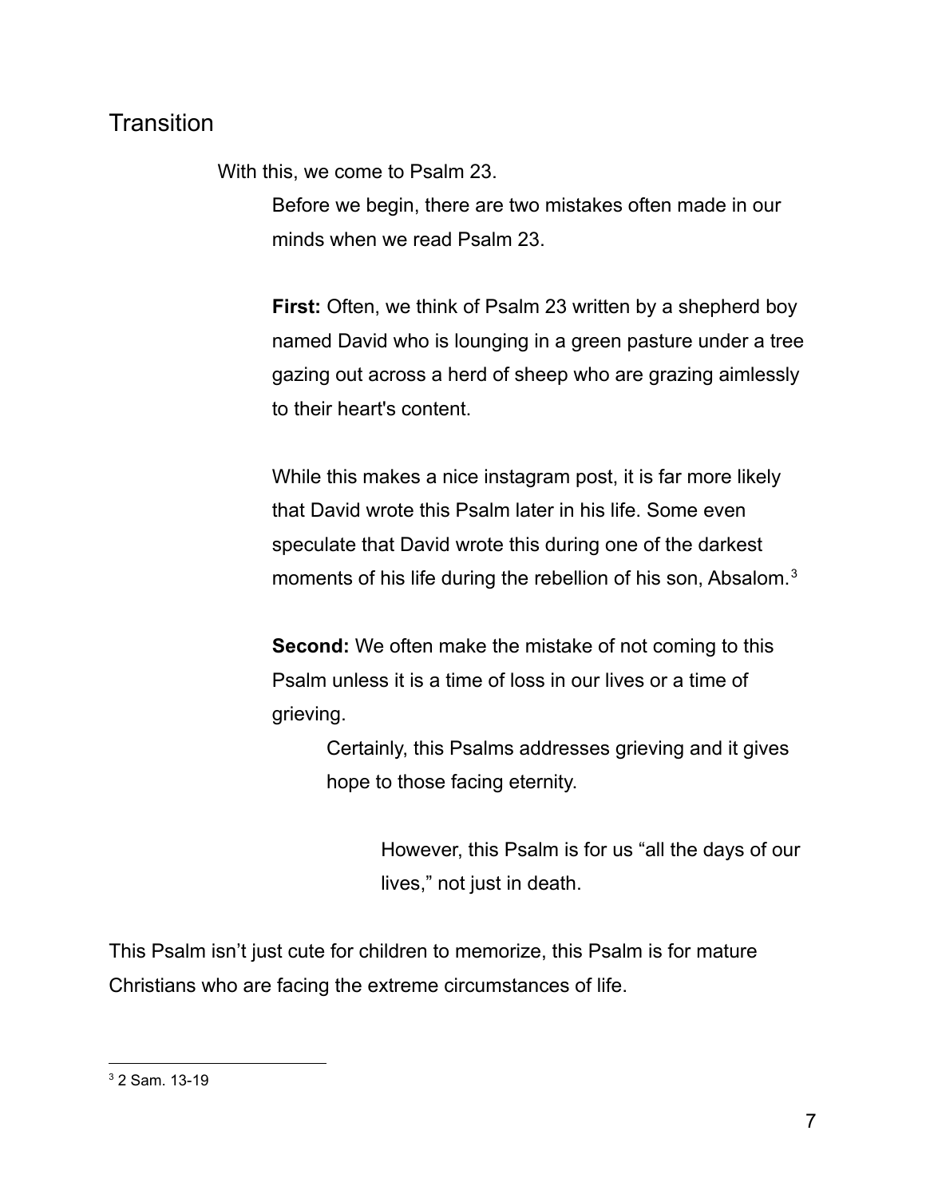## Transition

With this, we come to Psalm 23.

Before we begin, there are two mistakes often made in our minds when we read Psalm 23.

**First:** Often, we think of Psalm 23 written by a shepherd boy named David who is lounging in a green pasture under a tree gazing out across a herd of sheep who are grazing aimlessly to their heart's content.

While this makes a nice instagram post, it is far more likely that David wrote this Psalm later in his life. Some even speculate that David wrote this during one of the darkest moments of his life during the rebellion of his son, Absalom.[3]

**Second:** We often make the mistake of not coming to this Psalm unless it is a time of loss in our lives or a time of grieving.

Certainly, this Psalms addresses grieving and it gives hope to those facing eternity.

However, this Psalm is for us "all the days of our lives," not just in death.

This Psalm isn't just cute for children to memorize, this Psalm is for mature Christians who are facing the extreme circumstances of life.

---

[3] 2 Sam. 13-19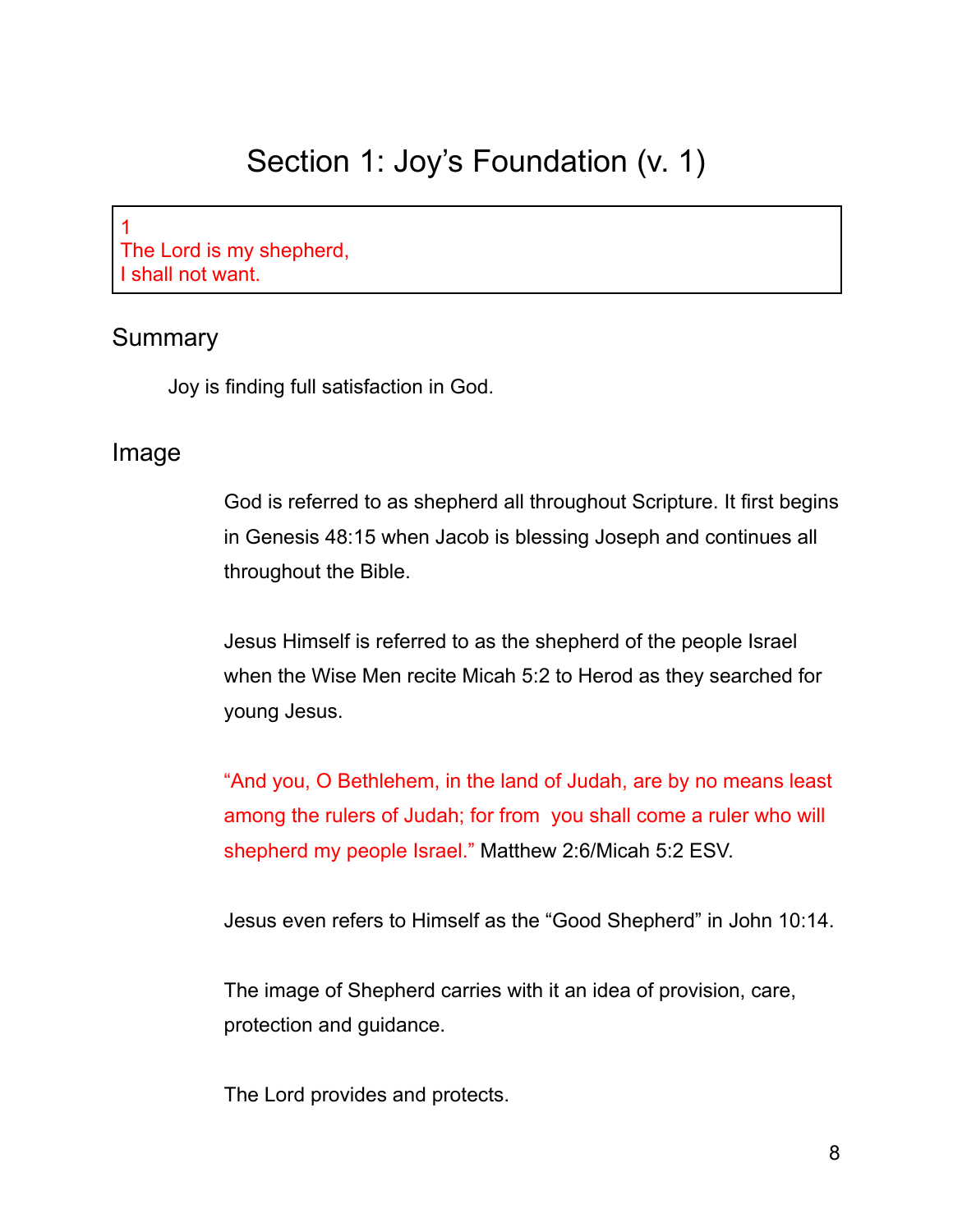# Section 1: Joy's Foundation (v. 1)

> 1
> The Lord is my shepherd,
> I shall not want.

## Summary

Joy is finding full satisfaction in God.

## Image

God is referred to as shepherd all throughout Scripture. It first begins in Genesis 48:15 when Jacob is blessing Joseph and continues all throughout the Bible.

Jesus Himself is referred to as the shepherd of the people Israel when the Wise Men recite Micah 5:2 to Herod as they searched for young Jesus.

"And you, O Bethlehem, in the land of Judah, are by no means least among the rulers of Judah; for from you shall come a ruler who will shepherd my people Israel." Matthew 2:6/Micah 5:2 ESV.

Jesus even refers to Himself as the "Good Shepherd" in John 10:14.

The image of Shepherd carries with it an idea of provision, care, protection and guidance.

The Lord provides and protects.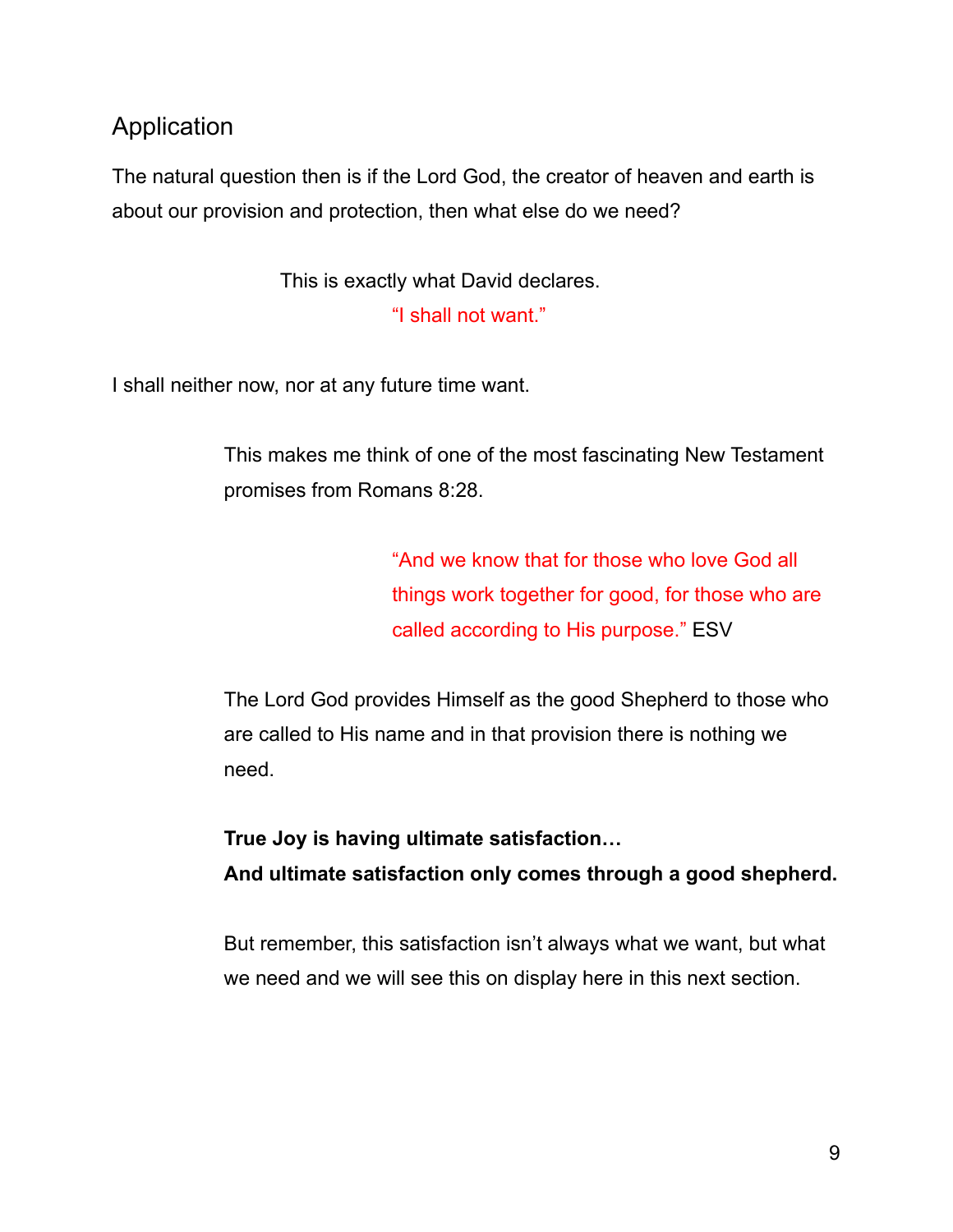## Application

The natural question then is if the Lord God, the creator of heaven and earth is about our provision and protection, then what else do we need?

This is exactly what David declares.
"I shall not want."

I shall neither now, nor at any future time want.

This makes me think of one of the most fascinating New Testament promises from Romans 8:28.

"And we know that for those who love God all things work together for good, for those who are called according to His purpose." ESV

The Lord God provides Himself as the good Shepherd to those who are called to His name and in that provision there is nothing we need.

**True Joy is having ultimate satisfaction…**
**And ultimate satisfaction only comes through a good shepherd.**

But remember, this satisfaction isn't always what we want, but what we need and we will see this on display here in this next section.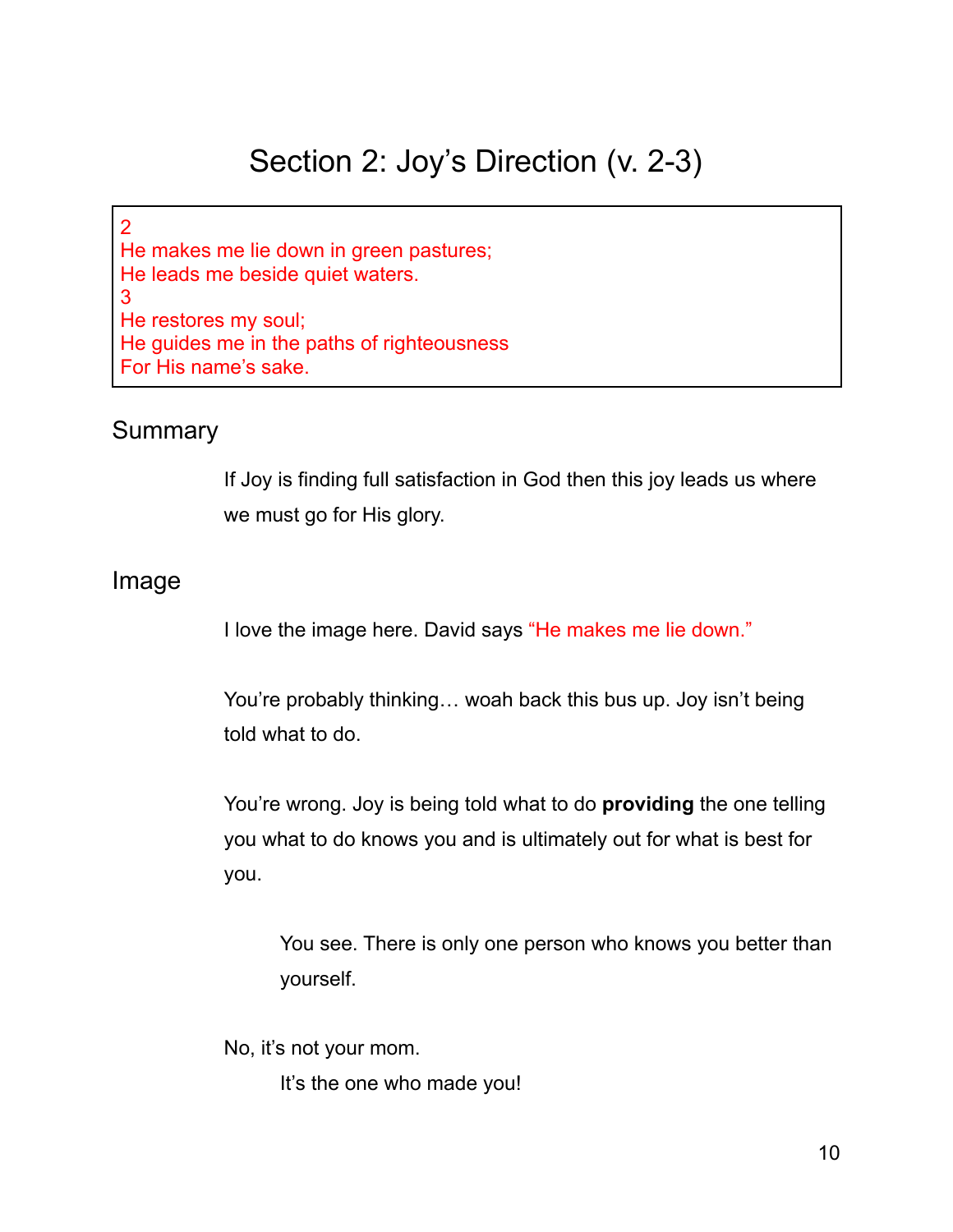# Section 2: Joy's Direction (v. 2-3)

> 2
> He makes me lie down in green pastures;
> He leads me beside quiet waters.
> 3
> He restores my soul;
> He guides me in the paths of righteousness
> For His name's sake.

## Summary

If Joy is finding full satisfaction in God then this joy leads us where we must go for His glory.

## Image

I love the image here. David says "He makes me lie down."

You're probably thinking… woah back this bus up. Joy isn't being told what to do.

You're wrong. Joy is being told what to do **providing** the one telling you what to do knows you and is ultimately out for what is best for you.

You see. There is only one person who knows you better than yourself.

No, it's not your mom.

It's the one who made you!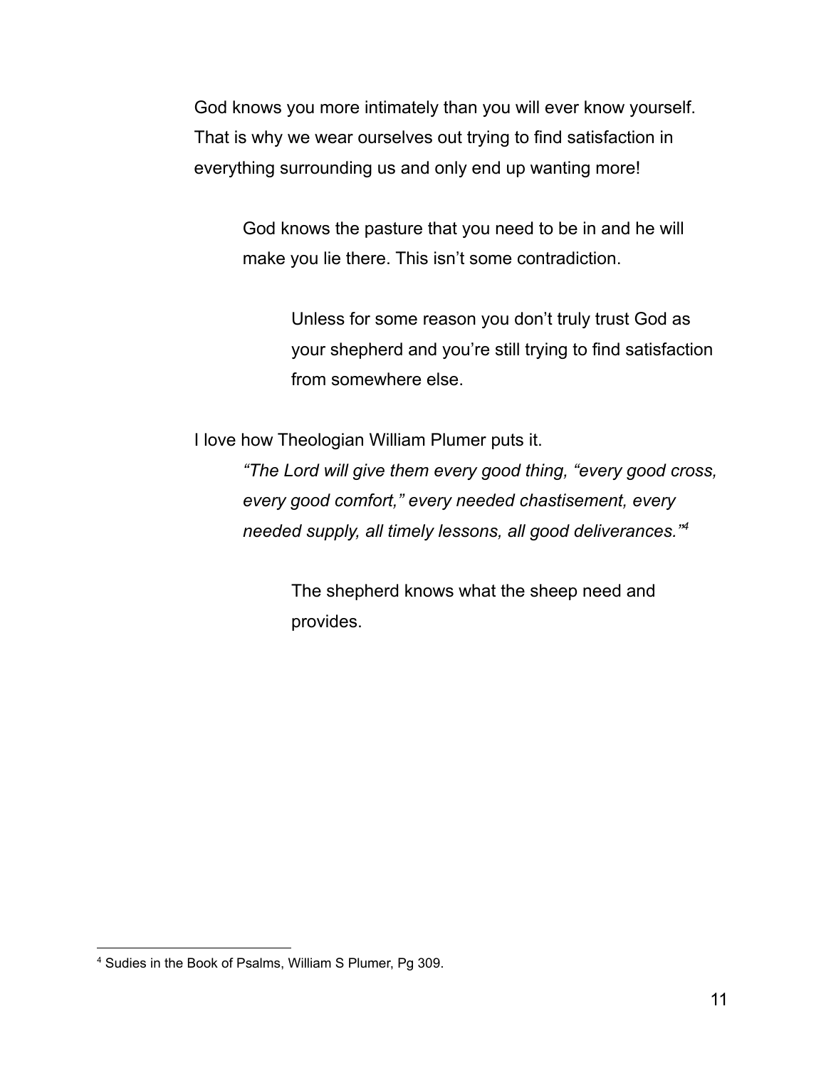God knows you more intimately than you will ever know yourself. That is why we wear ourselves out trying to find satisfaction in everything surrounding us and only end up wanting more!

> God knows the pasture that you need to be in and he will make you lie there. This isn't some contradiction.
>
> > Unless for some reason you don't truly trust God as your shepherd and you're still trying to find satisfaction from somewhere else.

I love how Theologian William Plumer puts it.

> *"The Lord will give them every good thing, "every good cross, every good comfort," every needed chastisement, every needed supply, all timely lessons, all good deliverances."*[4]
>
> > The shepherd knows what the sheep need and provides.

---

[4] Sudies in the Book of Psalms, William S Plumer, Pg 309.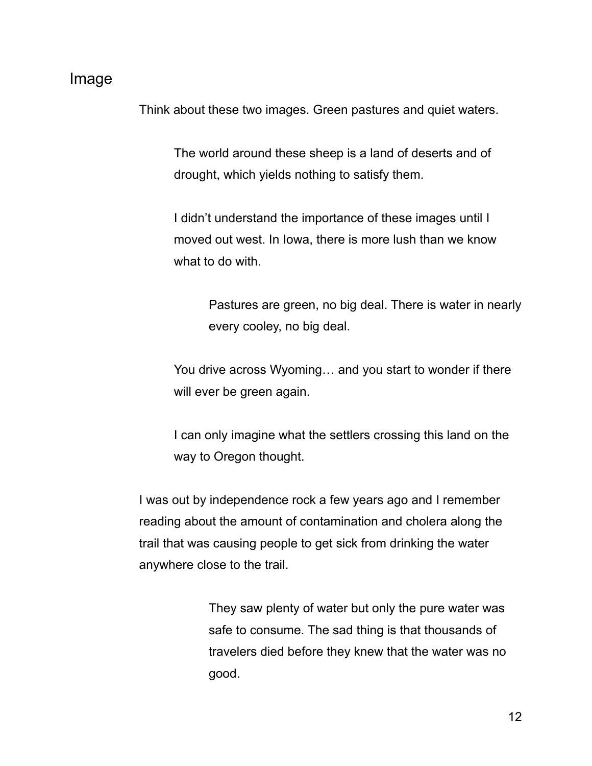## Image

Think about these two images. Green pastures and quiet waters.

The world around these sheep is a land of deserts and of drought, which yields nothing to satisfy them.

I didn't understand the importance of these images until I moved out west. In Iowa, there is more lush than we know what to do with.

Pastures are green, no big deal. There is water in nearly every cooley, no big deal.

You drive across Wyoming… and you start to wonder if there will ever be green again.

I can only imagine what the settlers crossing this land on the way to Oregon thought.

I was out by independence rock a few years ago and I remember reading about the amount of contamination and cholera along the trail that was causing people to get sick from drinking the water anywhere close to the trail.

They saw plenty of water but only the pure water was safe to consume. The sad thing is that thousands of travelers died before they knew that the water was no good.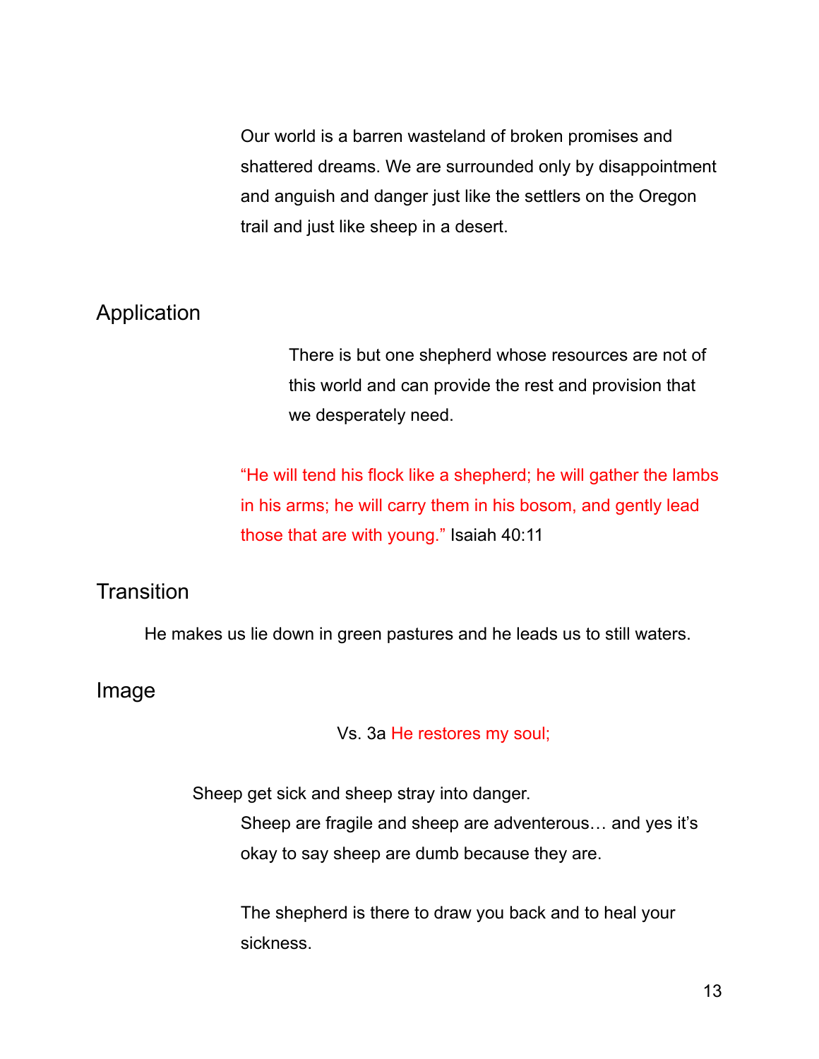Our world is a barren wasteland of broken promises and shattered dreams. We are surrounded only by disappointment and anguish and danger just like the settlers on the Oregon trail and just like sheep in a desert.

## Application

There is but one shepherd whose resources are not of this world and can provide the rest and provision that we desperately need.

"He will tend his flock like a shepherd; he will gather the lambs in his arms; he will carry them in his bosom, and gently lead those that are with young." Isaiah 40:11

## Transition

He makes us lie down in green pastures and he leads us to still waters.

## Image

Vs. 3a He restores my soul;

Sheep get sick and sheep stray into danger.

Sheep are fragile and sheep are adventerous… and yes it's okay to say sheep are dumb because they are.

The shepherd is there to draw you back and to heal your sickness.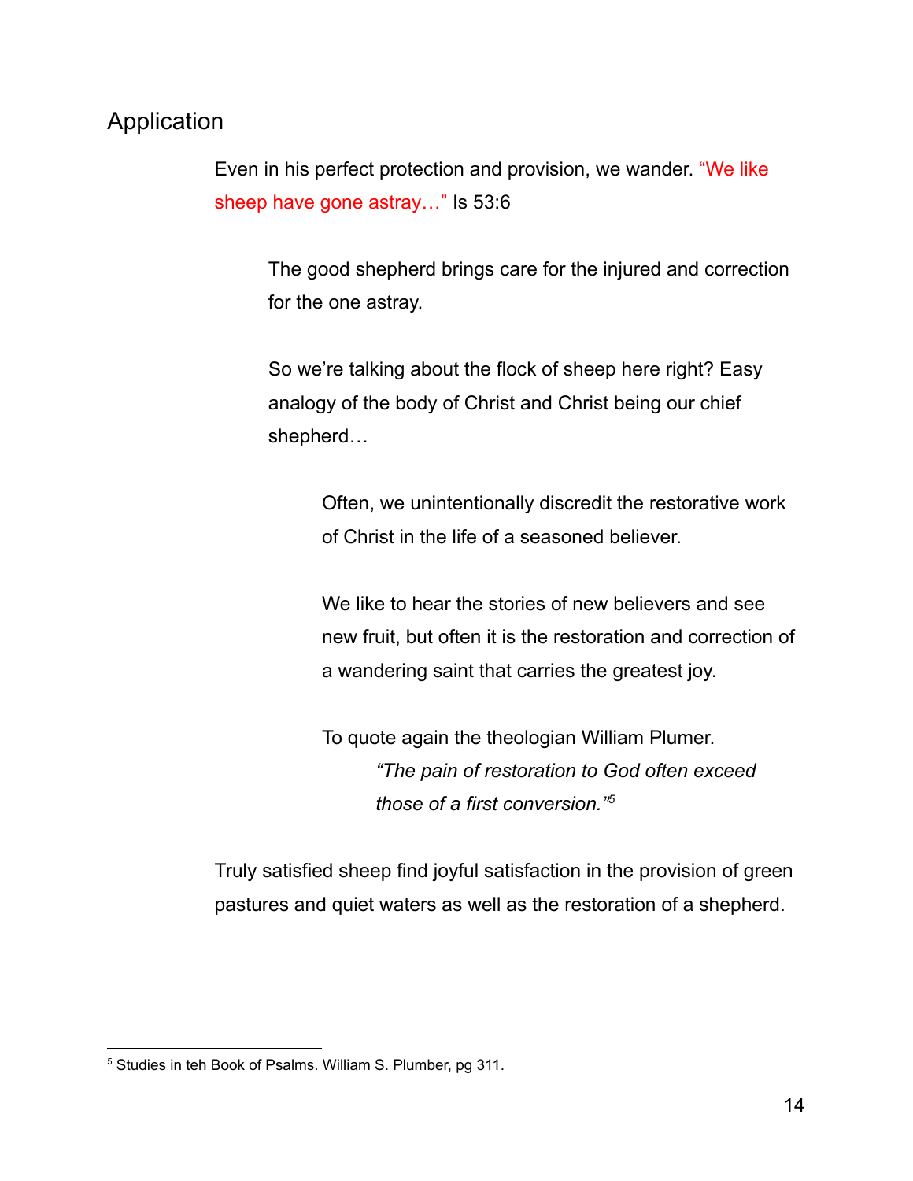## Application

Even in his perfect protection and provision, we wander. "We like sheep have gone astray…" Is 53:6

The good shepherd brings care for the injured and correction for the one astray.

So we're talking about the flock of sheep here right? Easy analogy of the body of Christ and Christ being our chief shepherd…

Often, we unintentionally discredit the restorative work of Christ in the life of a seasoned believer.

We like to hear the stories of new believers and see new fruit, but often it is the restoration and correction of a wandering saint that carries the greatest joy.

To quote again the theologian William Plumer.

*"The pain of restoration to God often exceed those of a first conversion."*[5]

Truly satisfied sheep find joyful satisfaction in the provision of green pastures and quiet waters as well as the restoration of a shepherd.

---

[5] Studies in teh Book of Psalms. William S. Plumber, pg 311.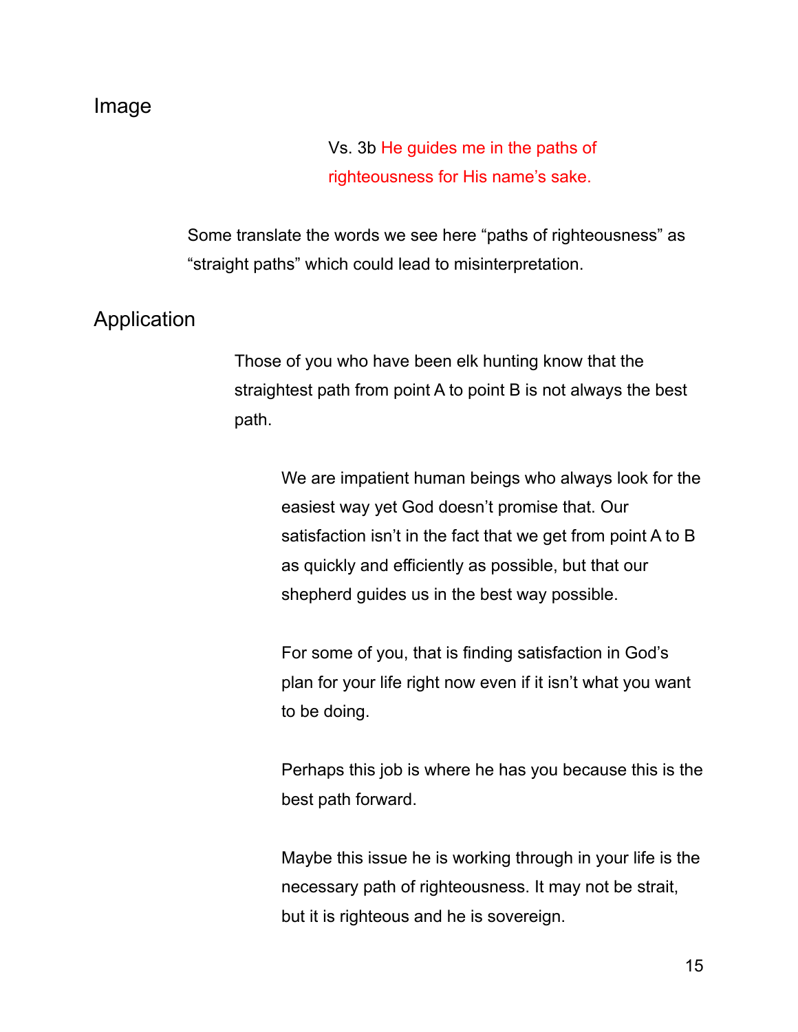## Image

Vs. 3b He guides me in the paths of righteousness for His name's sake.

Some translate the words we see here "paths of righteousness" as "straight paths" which could lead to misinterpretation.

## Application

Those of you who have been elk hunting know that the straightest path from point A to point B is not always the best path.

We are impatient human beings who always look for the easiest way yet God doesn't promise that. Our satisfaction isn't in the fact that we get from point A to B as quickly and efficiently as possible, but that our shepherd guides us in the best way possible.

For some of you, that is finding satisfaction in God's plan for your life right now even if it isn't what you want to be doing.

Perhaps this job is where he has you because this is the best path forward.

Maybe this issue he is working through in your life is the necessary path of righteousness. It may not be strait, but it is righteous and he is sovereign.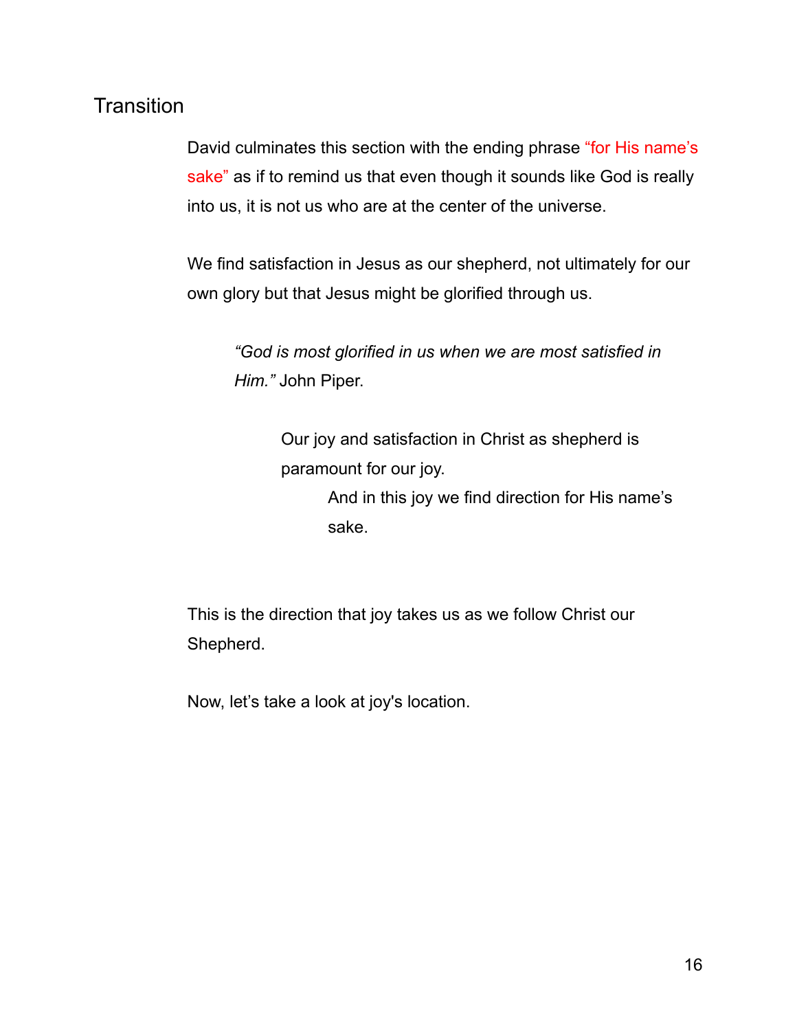## Transition

David culminates this section with the ending phrase “for His name’s sake” as if to remind us that even though it sounds like God is really into us, it is not us who are at the center of the universe.

We find satisfaction in Jesus as our shepherd, not ultimately for our own glory but that Jesus might be glorified through us.

> *“God is most glorified in us when we are most satisfied in Him.”* John Piper.
>
> > Our joy and satisfaction in Christ as shepherd is paramount for our joy.
> >
> > > And in this joy we find direction for His name’s sake.

This is the direction that joy takes us as we follow Christ our Shepherd.

Now, let’s take a look at joy's location.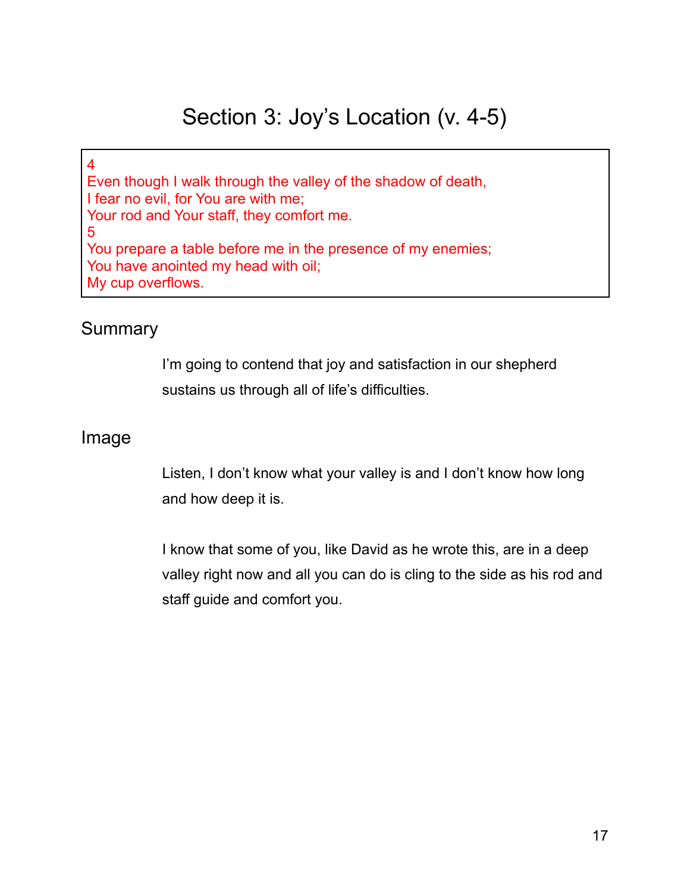# Section 3: Joy's Location (v. 4-5)

> 4
> Even though I walk through the valley of the shadow of death,
> I fear no evil, for You are with me;
> Your rod and Your staff, they comfort me.
> 5
> You prepare a table before me in the presence of my enemies;
> You have anointed my head with oil;
> My cup overflows.

## Summary

I'm going to contend that joy and satisfaction in our shepherd sustains us through all of life's difficulties.

## Image

Listen, I don't know what your valley is and I don't know how long and how deep it is.

I know that some of you, like David as he wrote this, are in a deep valley right now and all you can do is cling to the side as his rod and staff guide and comfort you.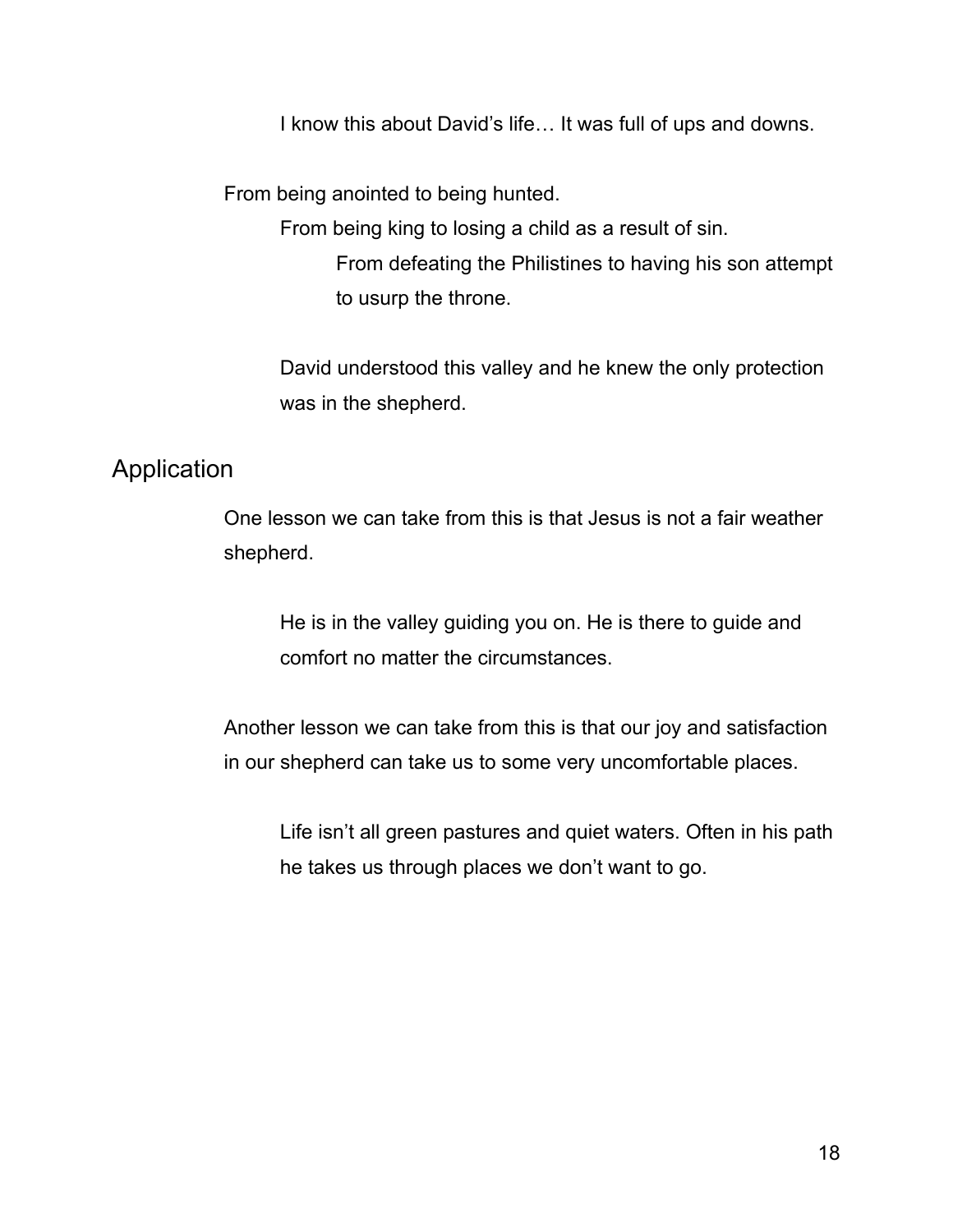I know this about David's life… It was full of ups and downs.

From being anointed to being hunted.

From being king to losing a child as a result of sin.

From defeating the Philistines to having his son attempt to usurp the throne.

David understood this valley and he knew the only protection was in the shepherd.

## Application

One lesson we can take from this is that Jesus is not a fair weather shepherd.

He is in the valley guiding you on. He is there to guide and comfort no matter the circumstances.

Another lesson we can take from this is that our joy and satisfaction in our shepherd can take us to some very uncomfortable places.

Life isn't all green pastures and quiet waters. Often in his path he takes us through places we don't want to go.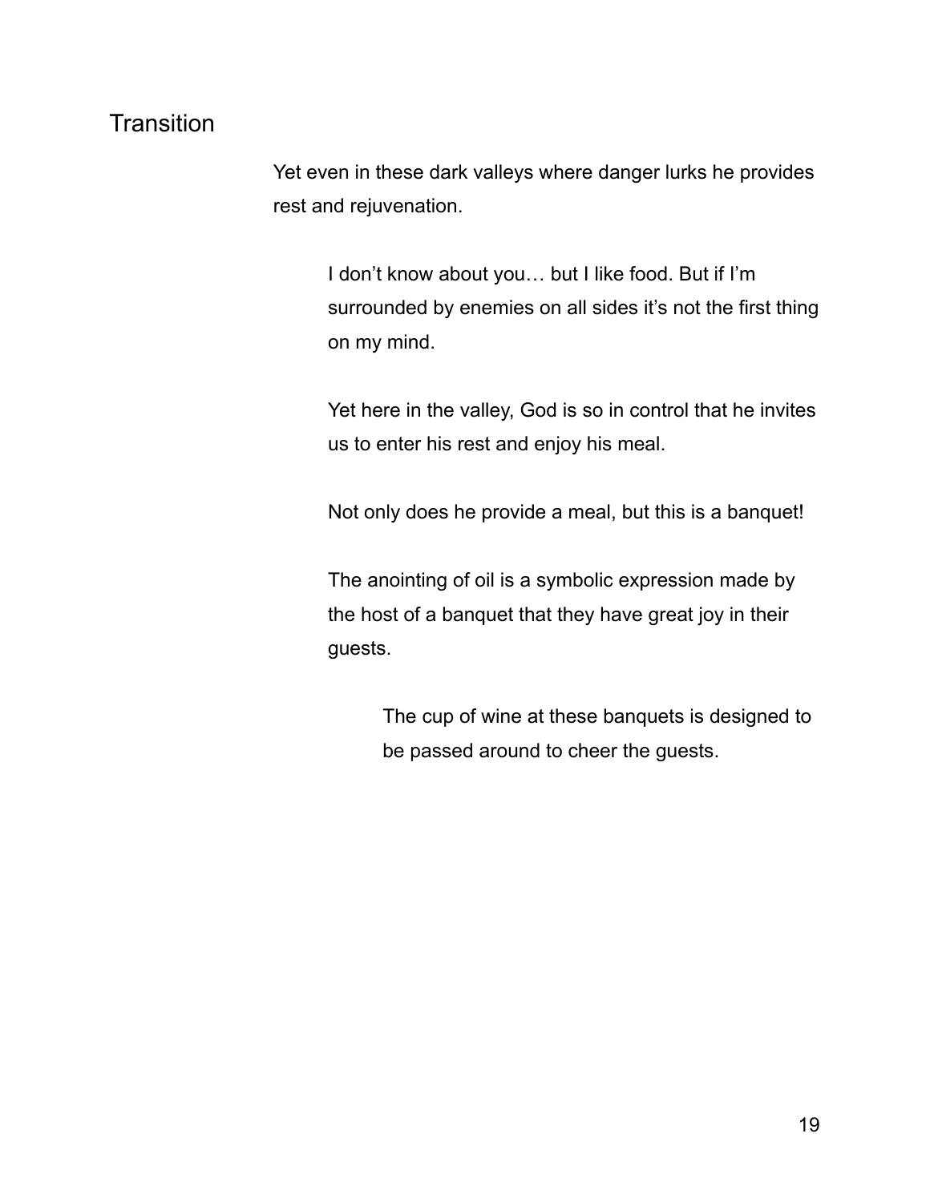## Transition

Yet even in these dark valleys where danger lurks he provides rest and rejuvenation.

I don't know about you… but I like food. But if I'm surrounded by enemies on all sides it's not the first thing on my mind.

Yet here in the valley, God is so in control that he invites us to enter his rest and enjoy his meal.

Not only does he provide a meal, but this is a banquet!

The anointing of oil is a symbolic expression made by the host of a banquet that they have great joy in their guests.

The cup of wine at these banquets is designed to be passed around to cheer the guests.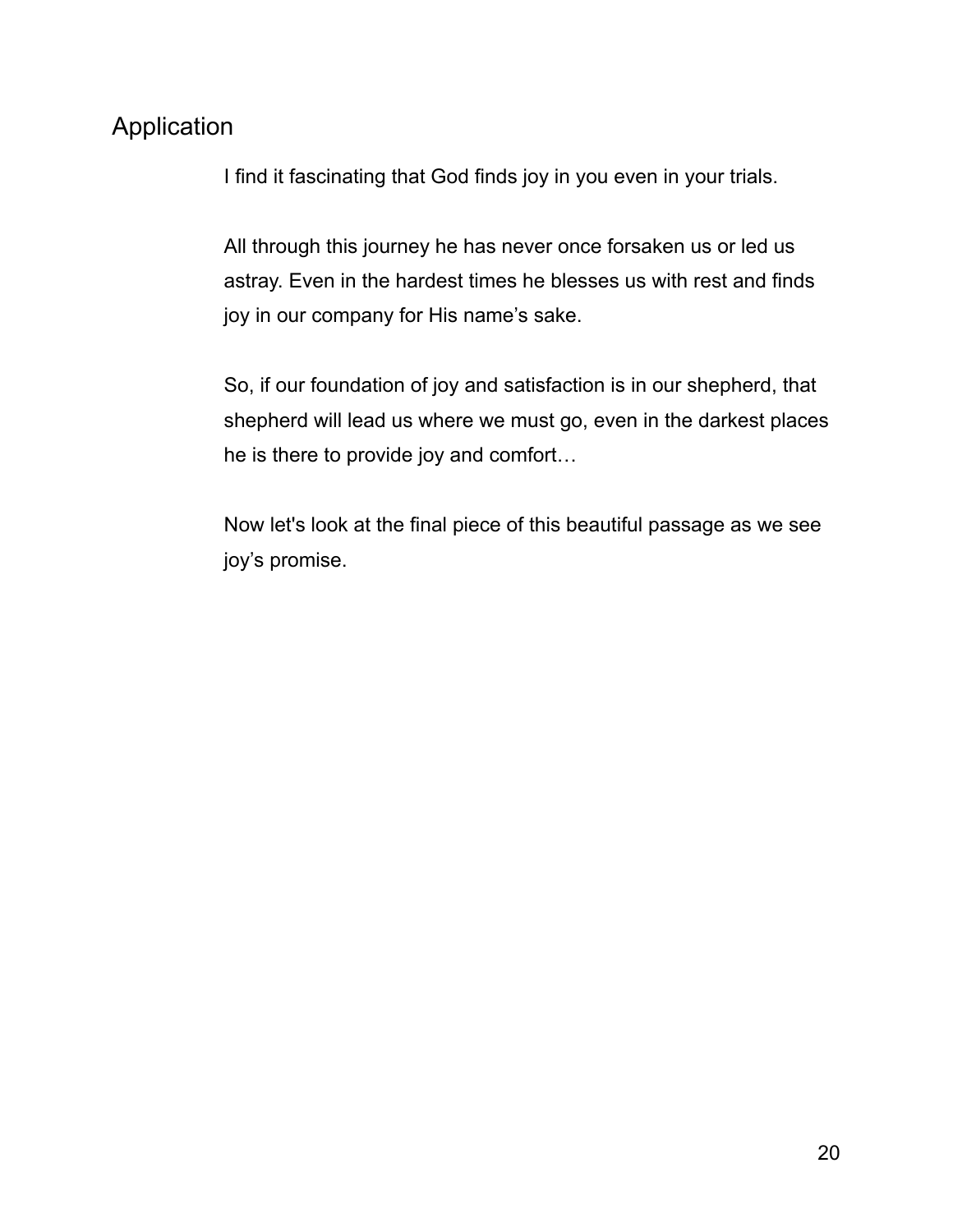## Application

I find it fascinating that God finds joy in you even in your trials.

All through this journey he has never once forsaken us or led us astray. Even in the hardest times he blesses us with rest and finds joy in our company for His name's sake.

So, if our foundation of joy and satisfaction is in our shepherd, that shepherd will lead us where we must go, even in the darkest places he is there to provide joy and comfort…

Now let's look at the final piece of this beautiful passage as we see joy's promise.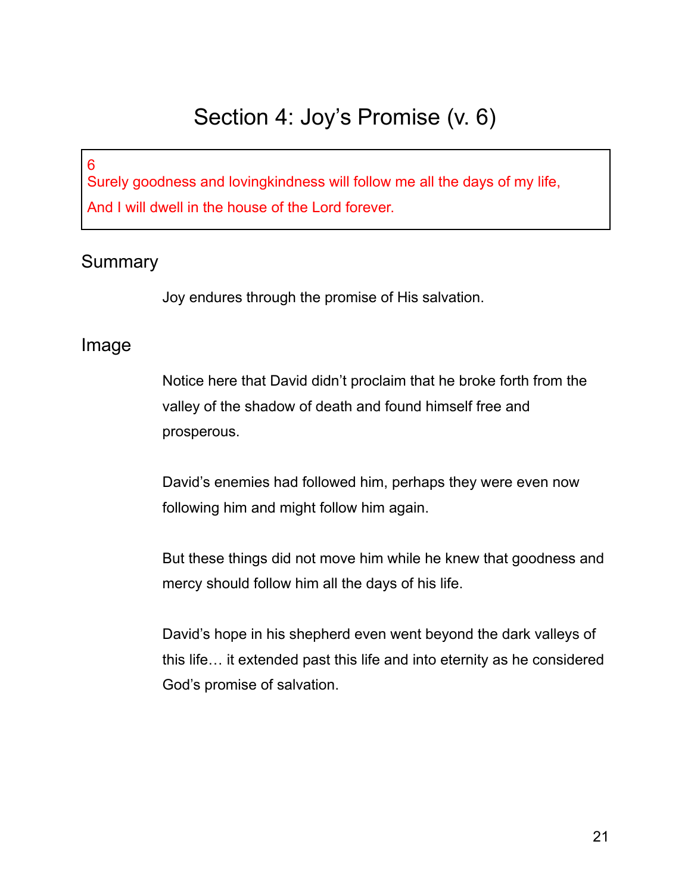# Section 4: Joy's Promise (v. 6)

6
Surely goodness and lovingkindness will follow me all the days of my life,
And I will dwell in the house of the Lord forever.

## Summary

Joy endures through the promise of His salvation.

## Image

Notice here that David didn't proclaim that he broke forth from the valley of the shadow of death and found himself free and prosperous.

David's enemies had followed him, perhaps they were even now following him and might follow him again.

But these things did not move him while he knew that goodness and mercy should follow him all the days of his life.

David's hope in his shepherd even went beyond the dark valleys of this life… it extended past this life and into eternity as he considered God's promise of salvation.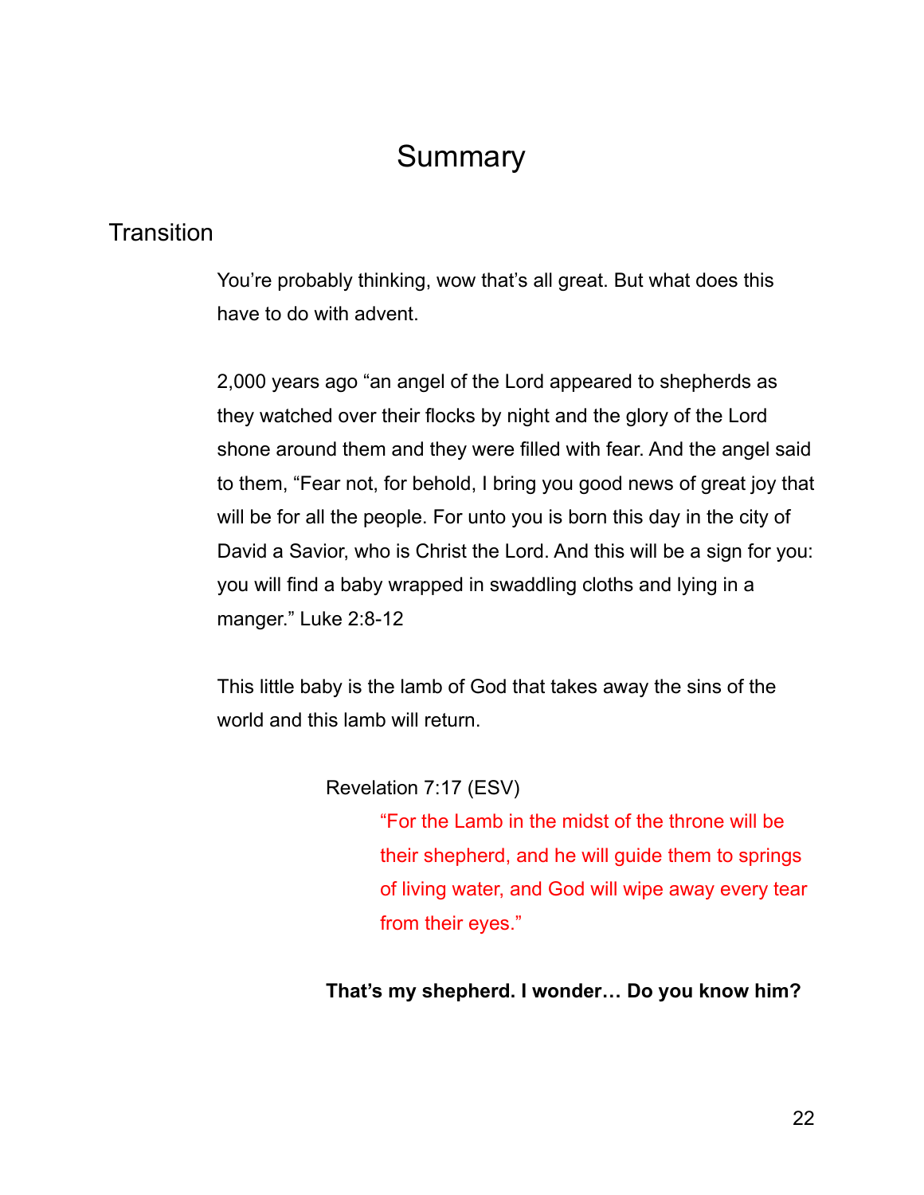# Summary

## Transition

You're probably thinking, wow that's all great. But what does this have to do with advent.

2,000 years ago "an angel of the Lord appeared to shepherds as they watched over their flocks by night and the glory of the Lord shone around them and they were filled with fear. And the angel said to them, "Fear not, for behold, I bring you good news of great joy that will be for all the people. For unto you is born this day in the city of David a Savior, who is Christ the Lord. And this will be a sign for you: you will find a baby wrapped in swaddling cloths and lying in a manger." Luke 2:8-12

This little baby is the lamb of God that takes away the sins of the world and this lamb will return.

Revelation 7:17 (ESV)

"For the Lamb in the midst of the throne will be their shepherd, and he will guide them to springs of living water, and God will wipe away every tear from their eyes."

**That's my shepherd. I wonder… Do you know him?**